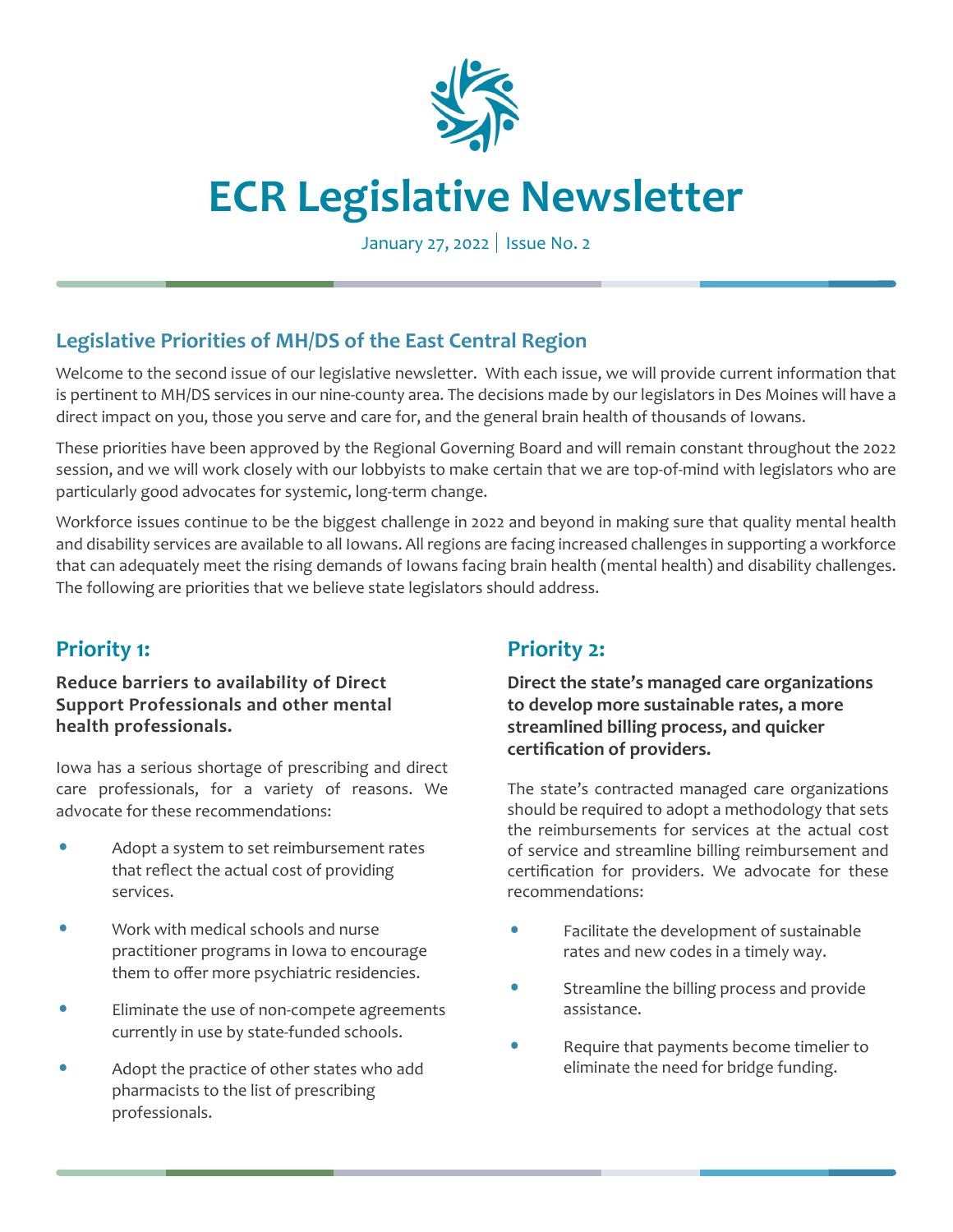# ECR Legislative Newsletter

January 27, 2022 | Issue No. 2

## Legislative Priorities of MH/DS of the East Central Region

Welcome to the second issue of our legislative newsletter. With each issue, we will provide current information that is pertinent to MH/DS services in our nine-county area. The decisions made by our legislators in Des Moines will have a direct impact on you, those you serve and care for, and the general brain health of thousands of Iowans.

These priorities have been approved by the Regional Governing Board and will remain constant throughout the 2022 session, and we will work closely with our lobbyists to make certain that we are top-of-mind with legislators who are particularly good advocates for systemic, long-term change.

Workforce issues continue to be the biggest challenge in 2022 and beyond in making sure that quality mental health and disability services are available to all Iowans. All regions are facing increased challenges in supporting a workforce that can adequately meet the rising demands of Iowans facing brain health (mental health) and disability challenges. The following are priorities that we believe state legislators should address.

## Priority 1:

**Reduce barriers to availability of Direct Support Professionals and other mental health professionals.**

Iowa has a serious shortage of prescribing and direct care professionals, for a variety of reasons. We advocate for these recommendations:

- Adopt a system to set reimbursement rates that reflect the actual cost of providing services.
- Work with medical schools and nurse practitioner programs in Iowa to encourage them to offer more psychiatric residencies.
- Eliminate the use of non-compete agreements currently in use by state-funded schools.
- Adopt the practice of other states who add pharmacists to the list of prescribing professionals.

## Priority 2:

**Direct the state's managed care organizations to develop more sustainable rates, a more streamlined billing process, and quicker certification of providers.**

The state's contracted managed care organizations should be required to adopt a methodology that sets the reimbursements for services at the actual cost of service and streamline billing reimbursement and certification for providers. We advocate for these recommendations:

- Facilitate the development of sustainable rates and new codes in a timely way.
- Streamline the billing process and provide assistance.
- Require that payments become timelier to eliminate the need for bridge funding.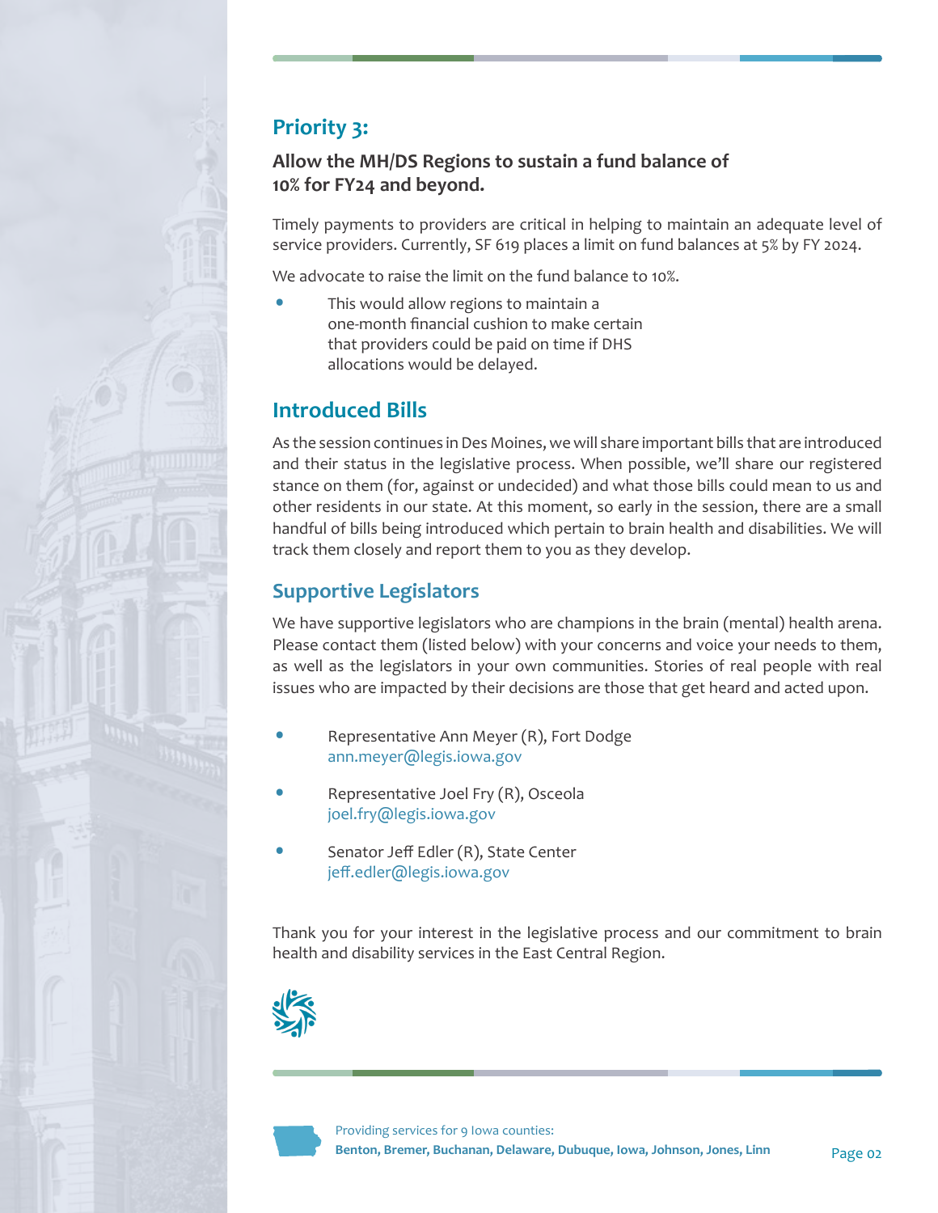## Priority 3:

### Allow the MH/DS Regions to sustain a fund balance of 10% for FY24 and beyond.

Timely payments to providers are critical in helping to maintain an adequate level of service providers. Currently, SF 619 places a limit on fund balances at 5% by FY 2024.

We advocate to raise the limit on the fund balance to 10%.

- This would allow regions to maintain a one-month financial cushion to make certain that providers could be paid on time if DHS allocations would be delayed.

## Introduced Bills

As the session continues in Des Moines, we will share important bills that are introduced and their status in the legislative process. When possible, we'll share our registered stance on them (for, against or undecided) and what those bills could mean to us and other residents in our state. At this moment, so early in the session, there are a small handful of bills being introduced which pertain to brain health and disabilities. We will track them closely and report them to you as they develop.

## Supportive Legislators

We have supportive legislators who are champions in the brain (mental) health arena. Please contact them (listed below) with your concerns and voice your needs to them, as well as the legislators in your own communities. Stories of real people with real issues who are impacted by their decisions are those that get heard and acted upon.

- Representative Ann Meyer (R), Fort Dodge
  ann.meyer@legis.iowa.gov

- Representative Joel Fry (R), Osceola
  joel.fry@legis.iowa.gov

- Senator Jeff Edler (R), State Center
  jeff.edler@legis.iowa.gov

Thank you for your interest in the legislative process and our commitment to brain health and disability services in the East Central Region.

Providing services for 9 Iowa counties:
**Benton, Bremer, Buchanan, Delaware, Dubuque, Iowa, Johnson, Jones, Linn**